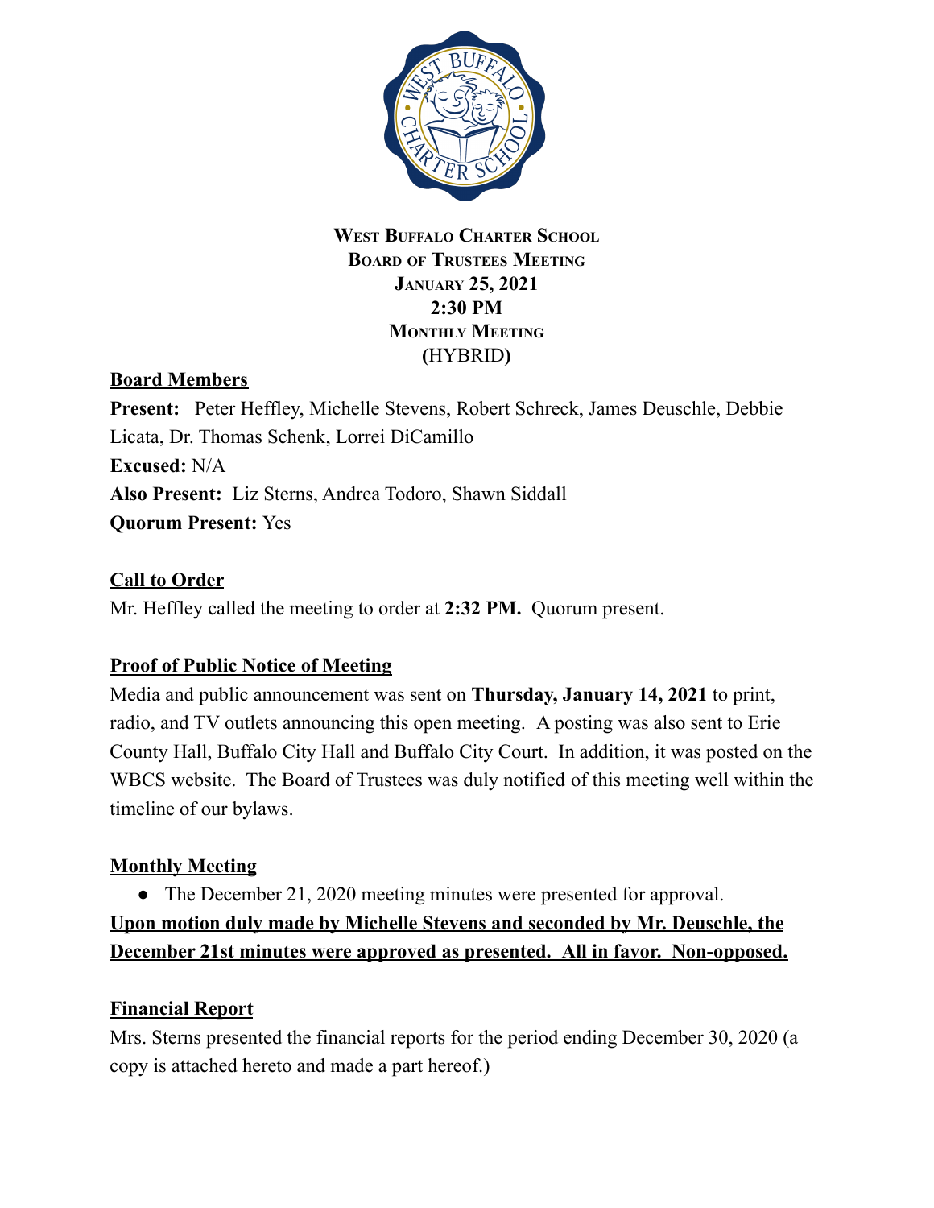**West Buffalo Charter School**
**Board of Trustees Meeting**
**January 25, 2021**
**2:30 PM**
**Monthly Meeting**
**(HYBRID)**

**Board Members**

**Present:** Peter Heffley, Michelle Stevens, Robert Schreck, James Deuschle, Debbie Licata, Dr. Thomas Schenk, Lorrei DiCamillo

**Excused:** N/A

**Also Present:** Liz Sterns, Andrea Todoro, Shawn Siddall

**Quorum Present:** Yes

**Call to Order**

Mr. Heffley called the meeting to order at **2:32 PM.** Quorum present.

**Proof of Public Notice of Meeting**

Media and public announcement was sent on **Thursday, January 14, 2021** to print, radio, and TV outlets announcing this open meeting. A posting was also sent to Erie County Hall, Buffalo City Hall and Buffalo City Court. In addition, it was posted on the WBCS website. The Board of Trustees was duly notified of this meeting well within the timeline of our bylaws.

**Monthly Meeting**

- The December 21, 2020 meeting minutes were presented for approval.

**Upon motion duly made by Michelle Stevens and seconded by Mr. Deuschle, the December 21st minutes were approved as presented. All in favor. Non-opposed.**

**Financial Report**

Mrs. Sterns presented the financial reports for the period ending December 30, 2020 (a copy is attached hereto and made a part hereof.)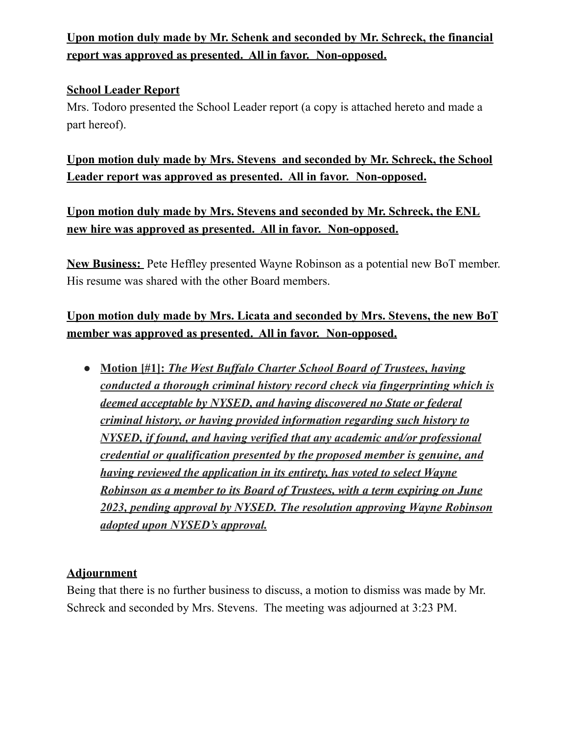**Upon motion duly made by Mr. Schenk and seconded by Mr. Schreck, the financial report was approved as presented. All in favor. Non-opposed.**

**School Leader Report**

Mrs. Todoro presented the School Leader report (a copy is attached hereto and made a part hereof).

**Upon motion duly made by Mrs. Stevens and seconded by Mr. Schreck, the School Leader report was approved as presented. All in favor. Non-opposed.**

**Upon motion duly made by Mrs. Stevens and seconded by Mr. Schreck, the ENL new hire was approved as presented. All in favor. Non-opposed.**

**New Business:** Pete Heffley presented Wayne Robinson as a potential new BoT member. His resume was shared with the other Board members.

**Upon motion duly made by Mrs. Licata and seconded by Mrs. Stevens, the new BoT member was approved as presented. All in favor. Non-opposed.**

- **Motion [#1]:** ***The West Buffalo Charter School Board of Trustees, having conducted a thorough criminal history record check via fingerprinting which is deemed acceptable by NYSED, and having discovered no State or federal criminal history, or having provided information regarding such history to NYSED, if found, and having verified that any academic and/or professional credential or qualification presented by the proposed member is genuine, and having reviewed the application in its entirety, has voted to select Wayne Robinson as a member to its Board of Trustees, with a term expiring on June 2023, pending approval by NYSED. The resolution approving Wayne Robinson adopted upon NYSED's approval.***

**Adjournment**

Being that there is no further business to discuss, a motion to dismiss was made by Mr. Schreck and seconded by Mrs. Stevens. The meeting was adjourned at 3:23 PM.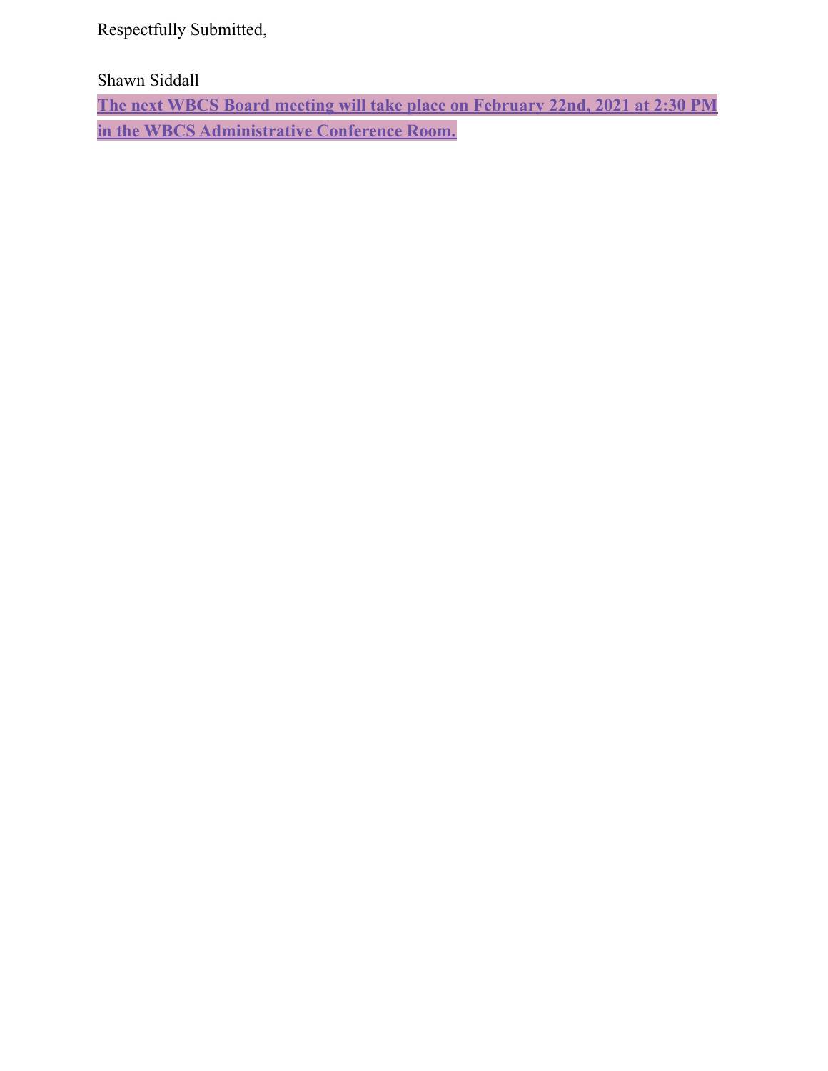Respectfully Submitted,

Shawn Siddall

**The next WBCS Board meeting will take place on February 22nd, 2021 at 2:30 PM in the WBCS Administrative Conference Room.**